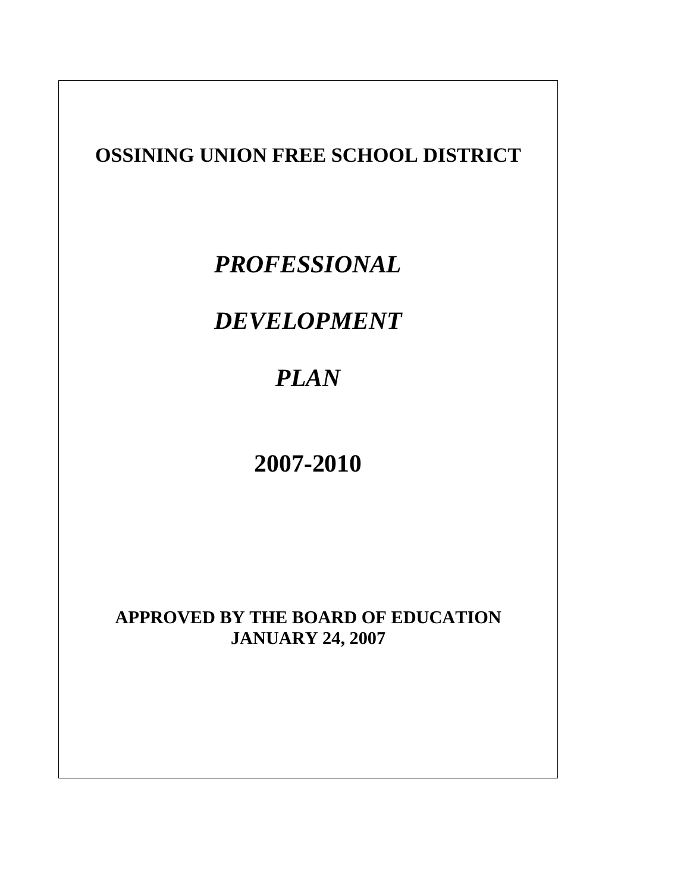# OSSINING UNION FREE SCHOOL DISTRICT

# *PROFESSIONAL DEVELOPMENT PLAN*

## 2007-2010

**APPROVED BY THE BOARD OF EDUCATION**
**JANUARY 24, 2007**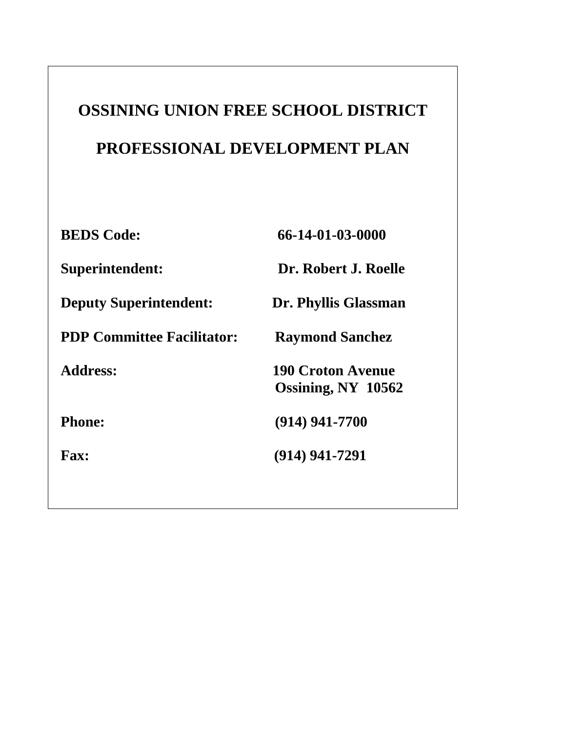# OSSINING UNION FREE SCHOOL DISTRICT

# PROFESSIONAL DEVELOPMENT PLAN

| | |
|---|---|
| **BEDS Code:** | **66-14-01-03-0000** |
| **Superintendent:** | **Dr. Robert J. Roelle** |
| **Deputy Superintendent:** | **Dr. Phyllis Glassman** |
| **PDP Committee Facilitator:** | **Raymond Sanchez** |
| **Address:** | **190 Croton Avenue<br>Ossining, NY 10562** |
| **Phone:** | **(914) 941-7700** |
| **Fax:** | **(914) 941-7291** |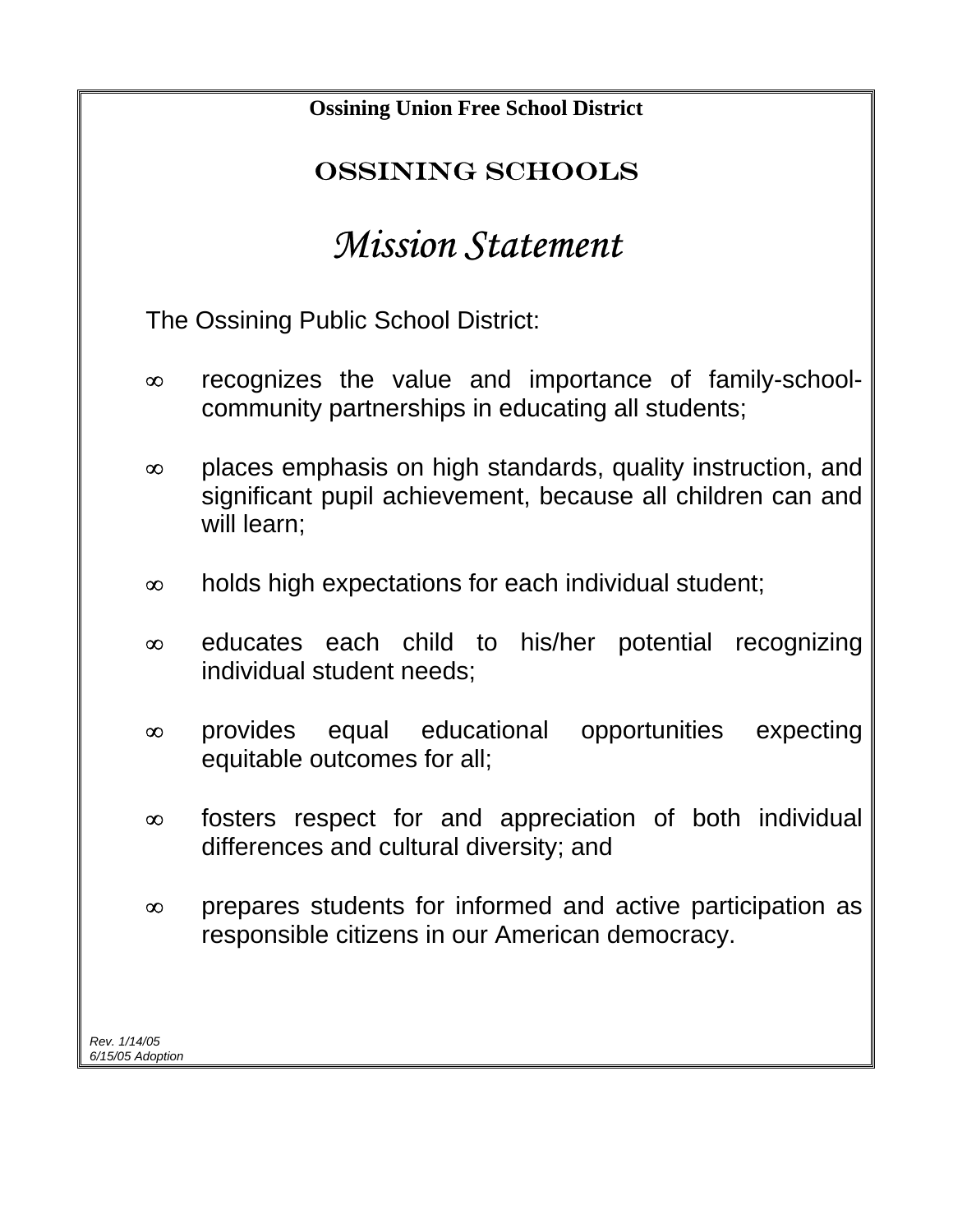**Ossining Union Free School District**

# OSSINING SCHOOLS

## *Mission Statement*

The Ossining Public School District:

- recognizes the value and importance of family-school-community partnerships in educating all students;
- places emphasis on high standards, quality instruction, and significant pupil achievement, because all children can and will learn;
- holds high expectations for each individual student;
- educates each child to his/her potential recognizing individual student needs;
- provides equal educational opportunities expecting equitable outcomes for all;
- fosters respect for and appreciation of both individual differences and cultural diversity; and
- prepares students for informed and active participation as responsible citizens in our American democracy.

*Rev. 1/14/05*
*6/15/05 Adoption*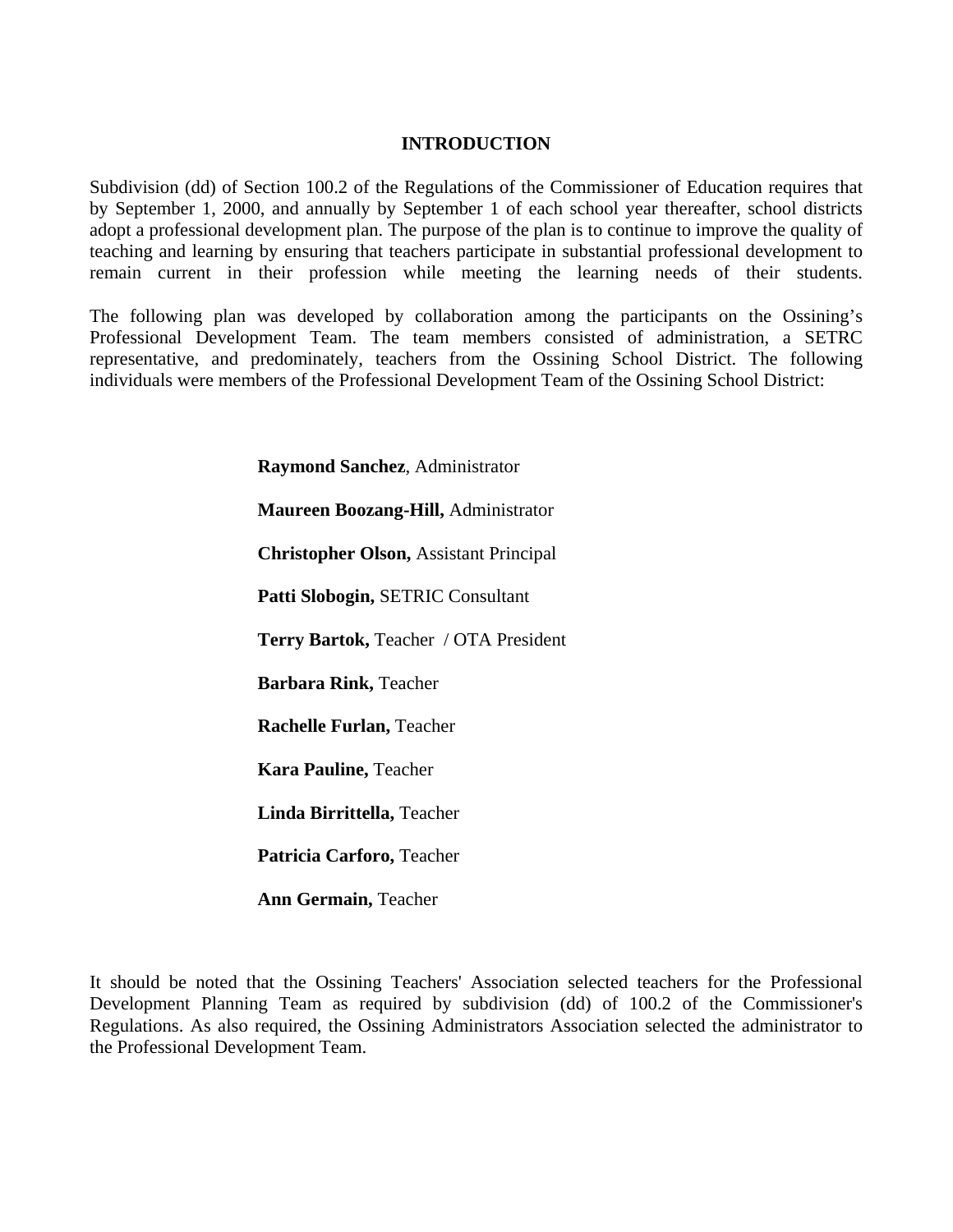# INTRODUCTION

Subdivision (dd) of Section 100.2 of the Regulations of the Commissioner of Education requires that by September 1, 2000, and annually by September 1 of each school year thereafter, school districts adopt a professional development plan. The purpose of the plan is to continue to improve the quality of teaching and learning by ensuring that teachers participate in substantial professional development to remain current in their profession while meeting the learning needs of their students.

The following plan was developed by collaboration among the participants on the Ossining's Professional Development Team. The team members consisted of administration, a SETRC representative, and predominately, teachers from the Ossining School District. The following individuals were members of the Professional Development Team of the Ossining School District:

**Raymond Sanchez**, Administrator

**Maureen Boozang-Hill,** Administrator

**Christopher Olson,** Assistant Principal

**Patti Slobogin,** SETRIC Consultant

**Terry Bartok,** Teacher / OTA President

**Barbara Rink,** Teacher

**Rachelle Furlan,** Teacher

**Kara Pauline,** Teacher

**Linda Birrittella,** Teacher

**Patricia Carforo,** Teacher

**Ann Germain,** Teacher

It should be noted that the Ossining Teachers' Association selected teachers for the Professional Development Planning Team as required by subdivision (dd) of 100.2 of the Commissioner's Regulations. As also required, the Ossining Administrators Association selected the administrator to the Professional Development Team.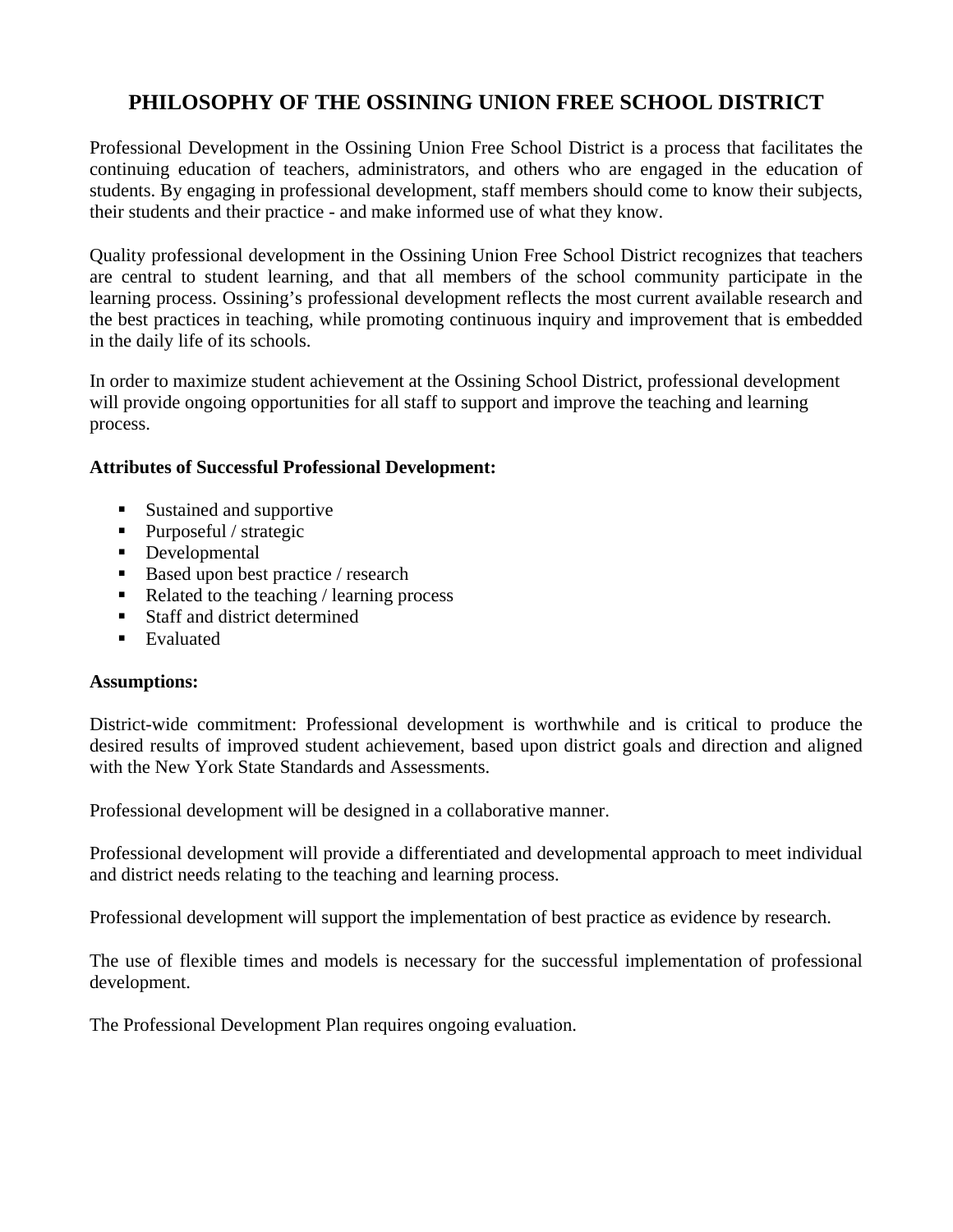# PHILOSOPHY OF THE OSSINING UNION FREE SCHOOL DISTRICT

Professional Development in the Ossining Union Free School District is a process that facilitates the continuing education of teachers, administrators, and others who are engaged in the education of students. By engaging in professional development, staff members should come to know their subjects, their students and their practice - and make informed use of what they know.

Quality professional development in the Ossining Union Free School District recognizes that teachers are central to student learning, and that all members of the school community participate in the learning process. Ossining's professional development reflects the most current available research and the best practices in teaching, while promoting continuous inquiry and improvement that is embedded in the daily life of its schools.

In order to maximize student achievement at the Ossining School District, professional development will provide ongoing opportunities for all staff to support and improve the teaching and learning process.

**Attributes of Successful Professional Development:**

- Sustained and supportive
- Purposeful / strategic
- Developmental
- Based upon best practice / research
- Related to the teaching / learning process
- Staff and district determined
- Evaluated

**Assumptions:**

District-wide commitment: Professional development is worthwhile and is critical to produce the desired results of improved student achievement, based upon district goals and direction and aligned with the New York State Standards and Assessments.

Professional development will be designed in a collaborative manner.

Professional development will provide a differentiated and developmental approach to meet individual and district needs relating to the teaching and learning process.

Professional development will support the implementation of best practice as evidence by research.

The use of flexible times and models is necessary for the successful implementation of professional development.

The Professional Development Plan requires ongoing evaluation.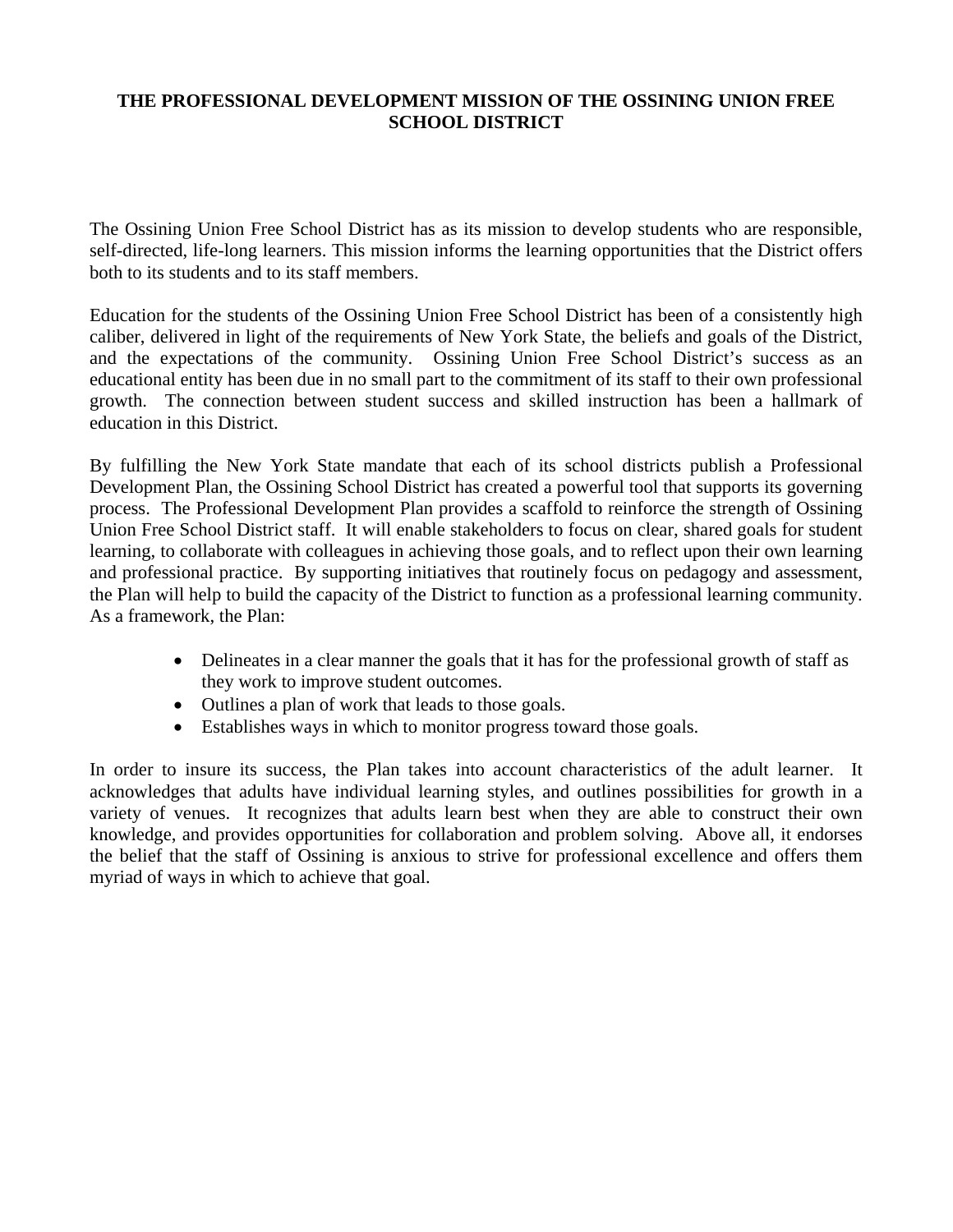# THE PROFESSIONAL DEVELOPMENT MISSION OF THE OSSINING UNION FREE SCHOOL DISTRICT

The Ossining Union Free School District has as its mission to develop students who are responsible, self-directed, life-long learners. This mission informs the learning opportunities that the District offers both to its students and to its staff members.

Education for the students of the Ossining Union Free School District has been of a consistently high caliber, delivered in light of the requirements of New York State, the beliefs and goals of the District, and the expectations of the community. Ossining Union Free School District's success as an educational entity has been due in no small part to the commitment of its staff to their own professional growth. The connection between student success and skilled instruction has been a hallmark of education in this District.

By fulfilling the New York State mandate that each of its school districts publish a Professional Development Plan, the Ossining School District has created a powerful tool that supports its governing process. The Professional Development Plan provides a scaffold to reinforce the strength of Ossining Union Free School District staff. It will enable stakeholders to focus on clear, shared goals for student learning, to collaborate with colleagues in achieving those goals, and to reflect upon their own learning and professional practice. By supporting initiatives that routinely focus on pedagogy and assessment, the Plan will help to build the capacity of the District to function as a professional learning community. As a framework, the Plan:

- Delineates in a clear manner the goals that it has for the professional growth of staff as they work to improve student outcomes.
- Outlines a plan of work that leads to those goals.
- Establishes ways in which to monitor progress toward those goals.

In order to insure its success, the Plan takes into account characteristics of the adult learner. It acknowledges that adults have individual learning styles, and outlines possibilities for growth in a variety of venues. It recognizes that adults learn best when they are able to construct their own knowledge, and provides opportunities for collaboration and problem solving. Above all, it endorses the belief that the staff of Ossining is anxious to strive for professional excellence and offers them myriad of ways in which to achieve that goal.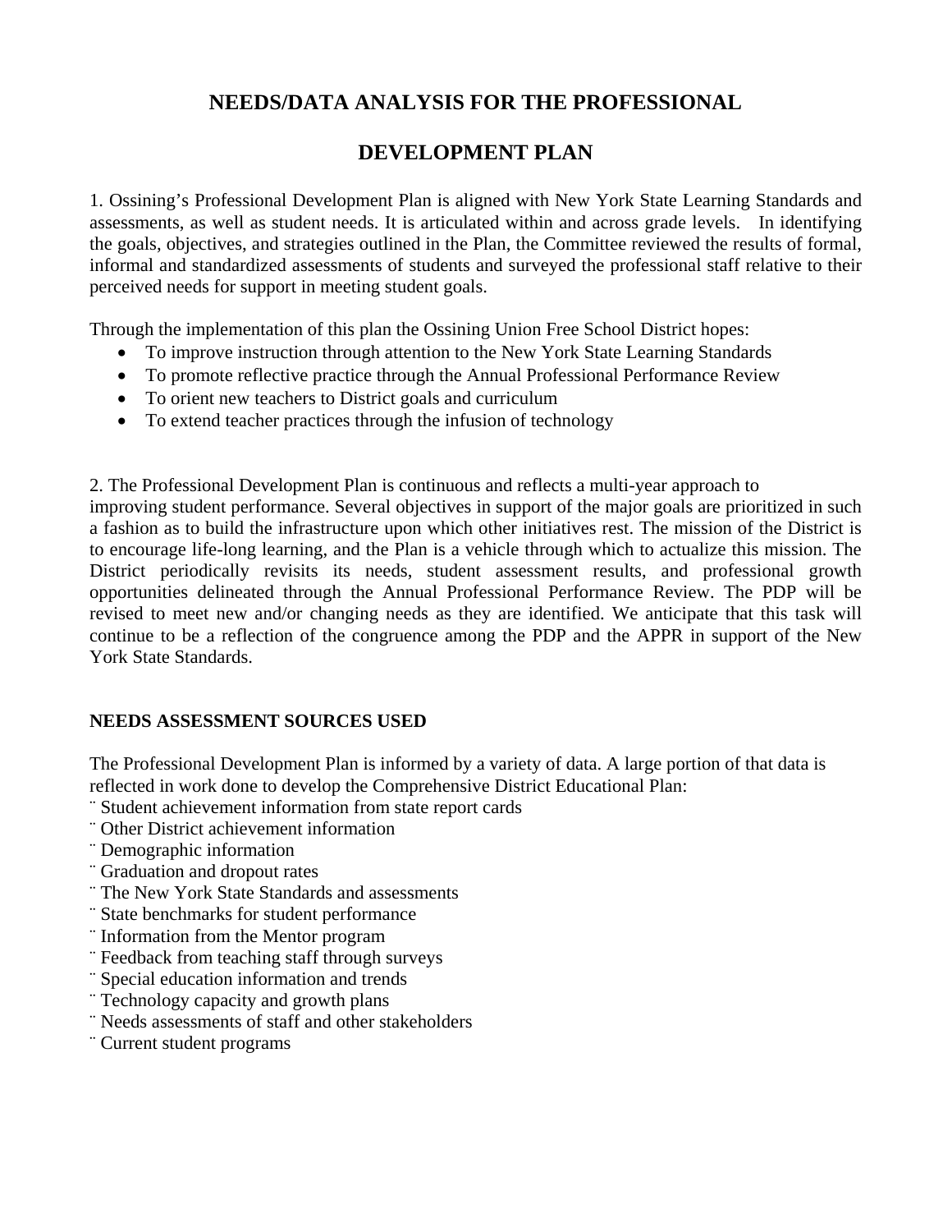# NEEDS/DATA ANALYSIS FOR THE PROFESSIONAL DEVELOPMENT PLAN

1. Ossining's Professional Development Plan is aligned with New York State Learning Standards and assessments, as well as student needs. It is articulated within and across grade levels. In identifying the goals, objectives, and strategies outlined in the Plan, the Committee reviewed the results of formal, informal and standardized assessments of students and surveyed the professional staff relative to their perceived needs for support in meeting student goals.

Through the implementation of this plan the Ossining Union Free School District hopes:

- To improve instruction through attention to the New York State Learning Standards
- To promote reflective practice through the Annual Professional Performance Review
- To orient new teachers to District goals and curriculum
- To extend teacher practices through the infusion of technology

2. The Professional Development Plan is continuous and reflects a multi-year approach to improving student performance. Several objectives in support of the major goals are prioritized in such a fashion as to build the infrastructure upon which other initiatives rest. The mission of the District is to encourage life-long learning, and the Plan is a vehicle through which to actualize this mission. The District periodically revisits its needs, student assessment results, and professional growth opportunities delineated through the Annual Professional Performance Review. The PDP will be revised to meet new and/or changing needs as they are identified. We anticipate that this task will continue to be a reflection of the congruence among the PDP and the APPR in support of the New York State Standards.

### NEEDS ASSESSMENT SOURCES USED

The Professional Development Plan is informed by a variety of data. A large portion of that data is reflected in work done to develop the Comprehensive District Educational Plan:

- Student achievement information from state report cards
- Other District achievement information
- Demographic information
- Graduation and dropout rates
- The New York State Standards and assessments
- State benchmarks for student performance
- Information from the Mentor program
- Feedback from teaching staff through surveys
- Special education information and trends
- Technology capacity and growth plans
- Needs assessments of staff and other stakeholders
- Current student programs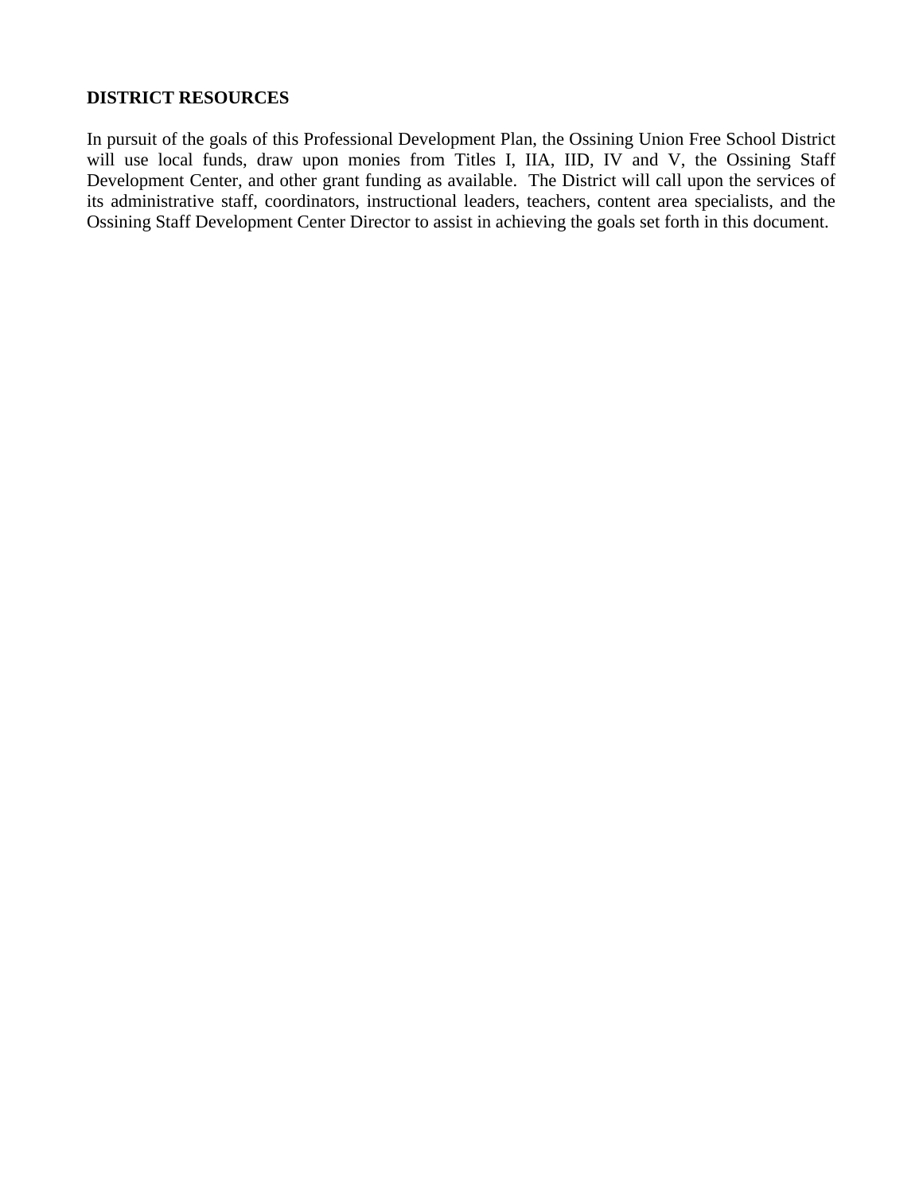**DISTRICT RESOURCES**

In pursuit of the goals of this Professional Development Plan, the Ossining Union Free School District will use local funds, draw upon monies from Titles I, IIA, IID, IV and V, the Ossining Staff Development Center, and other grant funding as available. The District will call upon the services of its administrative staff, coordinators, instructional leaders, teachers, content area specialists, and the Ossining Staff Development Center Director to assist in achieving the goals set forth in this document.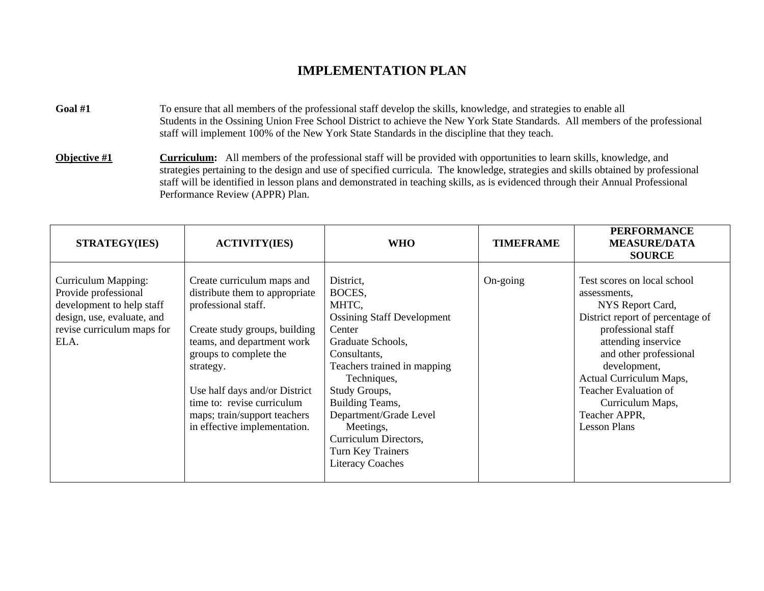# IMPLEMENTATION PLAN

**Goal #1** To ensure that all members of the professional staff develop the skills, knowledge, and strategies to enable all Students in the Ossining Union Free School District to achieve the New York State Standards. All members of the professional staff will implement 100% of the New York State Standards in the discipline that they teach.

**<u>Objective #1</u>** **<u>Curriculum</u>:** All members of the professional staff will be provided with opportunities to learn skills, knowledge, and strategies pertaining to the design and use of specified curricula. The knowledge, strategies and skills obtained by professional staff will be identified in lesson plans and demonstrated in teaching skills, as is evidenced through their Annual Professional Performance Review (APPR) Plan.

| STRATEGY(IES) | ACTIVITY(IES) | WHO | TIMEFRAME | PERFORMANCE MEASURE/DATA SOURCE |
|---|---|---|---|---|
| Curriculum Mapping: Provide professional development to help staff design, use, evaluate, and revise curriculum maps for ELA. | Create curriculum maps and distribute them to appropriate professional staff.<br><br>Create study groups, building teams, and department work groups to complete the strategy.<br><br>Use half days and/or District time to: revise curriculum maps; train/support teachers in effective implementation. | District,<br>BOCES,<br>MHTC,<br>Ossining Staff Development Center<br>Graduate Schools,<br>Consultants,<br>Teachers trained in mapping Techniques,<br>Study Groups,<br>Building Teams,<br>Department/Grade Level Meetings,<br>Curriculum Directors,<br>Turn Key Trainers<br>Literacy Coaches | On-going | Test scores on local school assessments,<br>NYS Report Card,<br>District report of percentage of professional staff attending inservice and other professional development,<br>Actual Curriculum Maps,<br>Teacher Evaluation of Curriculum Maps,<br>Teacher APPR,<br>Lesson Plans |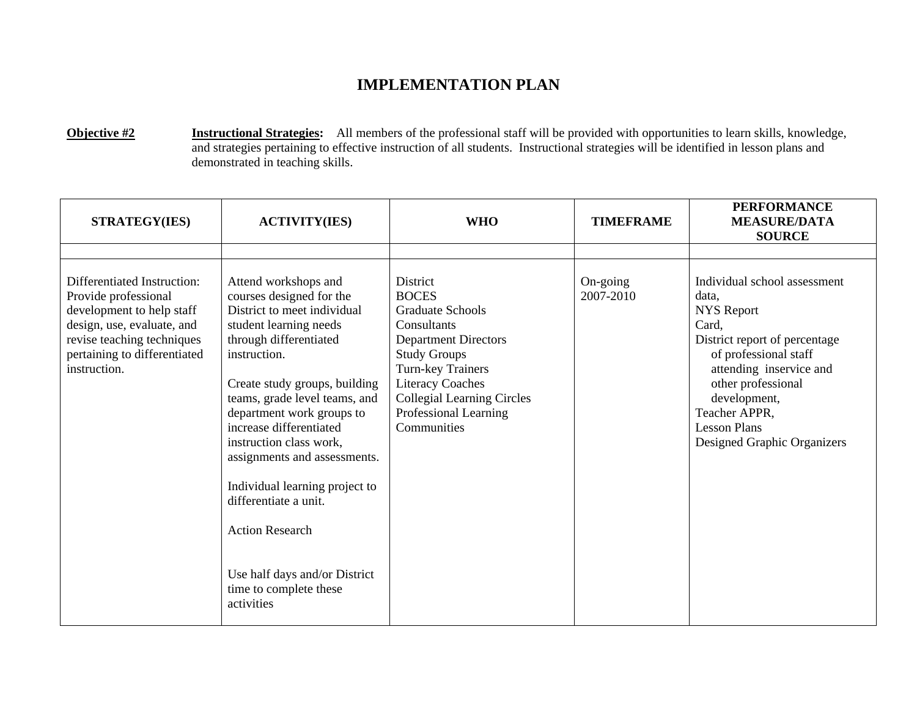# IMPLEMENTATION PLAN

**Objective #2** **Instructional Strategies:** All members of the professional staff will be provided with opportunities to learn skills, knowledge, and strategies pertaining to effective instruction of all students. Instructional strategies will be identified in lesson plans and demonstrated in teaching skills.

| STRATEGY(IES) | ACTIVITY(IES) | WHO | TIMEFRAME | PERFORMANCE MEASURE/DATA SOURCE |
|---|---|---|---|---|
| | | | | |
| Differentiated Instruction: Provide professional development to help staff design, use, evaluate, and revise teaching techniques pertaining to differentiated instruction. | Attend workshops and courses designed for the District to meet individual student learning needs through differentiated instruction.<br><br>Create study groups, building teams, grade level teams, and department work groups to increase differentiated instruction class work, assignments and assessments.<br><br>Individual learning project to differentiate a unit.<br><br>Action Research<br><br>Use half days and/or District time to complete these activities | District<br>BOCES<br>Graduate Schools<br>Consultants<br>Department Directors<br>Study Groups<br>Turn-key Trainers<br>Literacy Coaches<br>Collegial Learning Circles<br>Professional Learning Communities | On-going<br>2007-2010 | Individual school assessment data,<br>NYS Report Card,<br>District report of percentage of professional staff attending inservice and other professional development,<br>Teacher APPR,<br>Lesson Plans<br>Designed Graphic Organizers |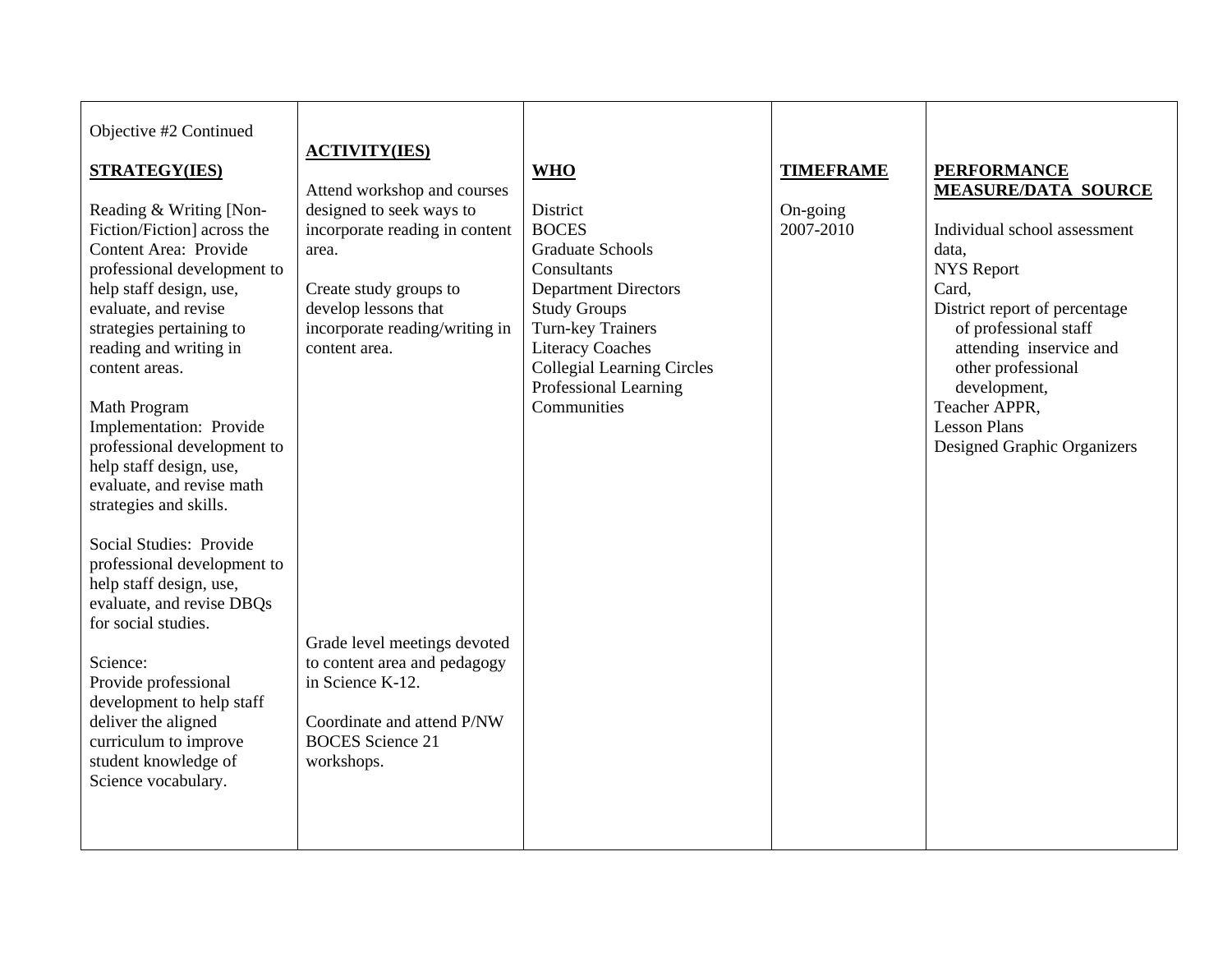| Objective #2 Continued<br><br>**STRATEGY(IES)** | **ACTIVITY(IES)** | **WHO** | **TIMEFRAME** | **PERFORMANCE MEASURE/DATA SOURCE** |
|---|---|---|---|---|
| Reading & Writing [Non-Fiction/Fiction] across the Content Area: Provide professional development to help staff design, use, evaluate, and revise strategies pertaining to reading and writing in content areas.<br><br>Math Program Implementation: Provide professional development to help staff design, use, evaluate, and revise math strategies and skills.<br><br>Social Studies: Provide professional development to help staff design, use, evaluate, and revise DBQs for social studies. | Attend workshop and courses designed to seek ways to incorporate reading in content area.<br><br>Create study groups to develop lessons that incorporate reading/writing in content area. | District<br>BOCES<br>Graduate Schools<br>Consultants<br>Department Directors<br>Study Groups<br>Turn-key Trainers<br>Literacy Coaches<br>Collegial Learning Circles<br>Professional Learning Communities | On-going<br>2007-2010 | Individual school assessment data,<br>NYS Report Card,<br>District report of percentage of professional staff attending inservice and other professional development,<br>Teacher APPR,<br>Lesson Plans<br>Designed Graphic Organizers |
| Science:<br>Provide professional development to help staff deliver the aligned curriculum to improve student knowledge of Science vocabulary. | Grade level meetings devoted to content area and pedagogy in Science K-12.<br><br>Coordinate and attend P/NW BOCES Science 21 workshops. | | | |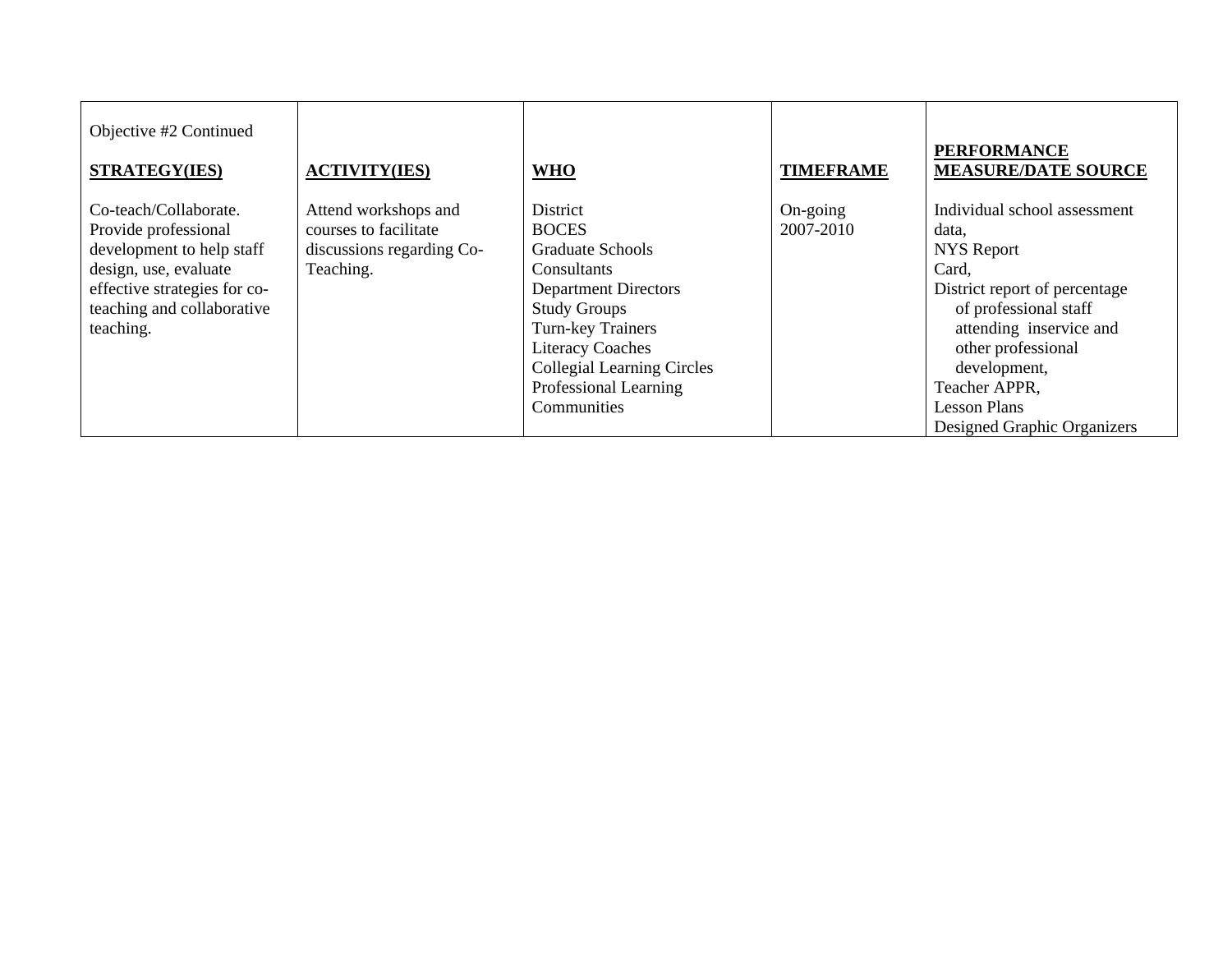Objective #2 Continued

| STRATEGY(IES) | ACTIVITY(IES) | WHO | TIMEFRAME | PERFORMANCE MEASURE/DATE SOURCE |
|---|---|---|---|---|
| Co-teach/Collaborate. Provide professional development to help staff design, use, evaluate effective strategies for co-teaching and collaborative teaching. | Attend workshops and courses to facilitate discussions regarding Co-Teaching. | District<br>BOCES<br>Graduate Schools<br>Consultants<br>Department Directors<br>Study Groups<br>Turn-key Trainers<br>Literacy Coaches<br>Collegial Learning Circles<br>Professional Learning Communities | On-going<br>2007-2010 | Individual school assessment data,<br>NYS Report Card,<br>District report of percentage of professional staff attending inservice and other professional development,<br>Teacher APPR,<br>Lesson Plans<br>Designed Graphic Organizers |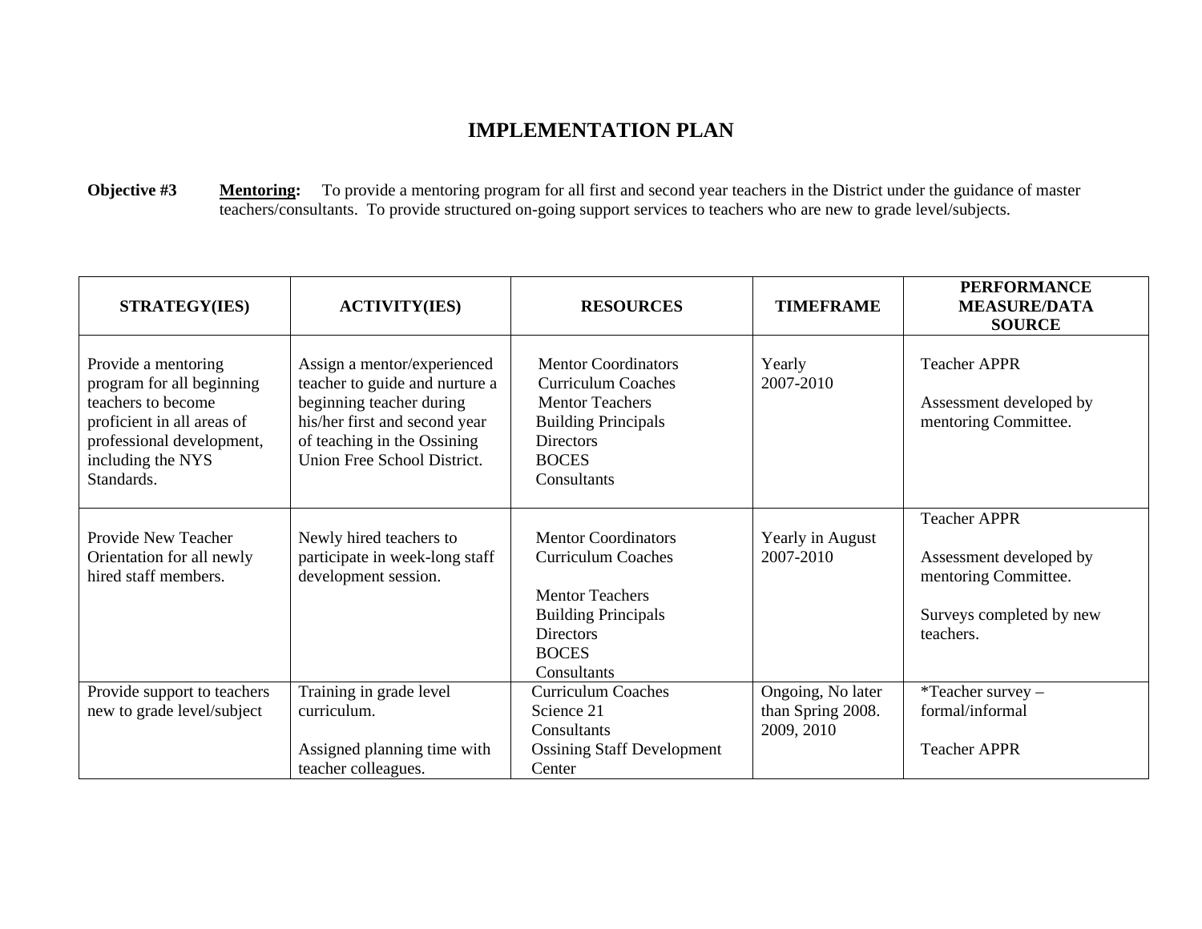# IMPLEMENTATION PLAN

**Objective #3** **<u>Mentoring</u>:** To provide a mentoring program for all first and second year teachers in the District under the guidance of master teachers/consultants. To provide structured on-going support services to teachers who are new to grade level/subjects.

| STRATEGY(IES) | ACTIVITY(IES) | RESOURCES | TIMEFRAME | PERFORMANCE MEASURE/DATA SOURCE |
|---|---|---|---|---|
| Provide a mentoring program for all beginning teachers to become proficient in all areas of professional development, including the NYS Standards. | Assign a mentor/experienced teacher to guide and nurture a beginning teacher during his/her first and second year of teaching in the Ossining Union Free School District. | Mentor Coordinators<br>Curriculum Coaches<br>Mentor Teachers<br>Building Principals<br>Directors<br>BOCES<br>Consultants | Yearly<br>2007-2010 | Teacher APPR<br><br>Assessment developed by mentoring Committee. |
| Provide New Teacher Orientation for all newly hired staff members. | Newly hired teachers to participate in week-long staff development session. | Mentor Coordinators<br>Curriculum Coaches<br><br>Mentor Teachers<br>Building Principals<br>Directors<br>BOCES<br>Consultants | Yearly in August<br>2007-2010 | Teacher APPR<br><br>Assessment developed by mentoring Committee.<br><br>Surveys completed by new teachers. |
| Provide support to teachers new to grade level/subject | Training in grade level curriculum.<br><br>Assigned planning time with teacher colleagues. | Curriculum Coaches<br>Science 21<br>Consultants<br>Ossining Staff Development Center | Ongoing, No later than Spring 2008. 2009, 2010 | *Teacher survey – formal/informal<br><br>Teacher APPR |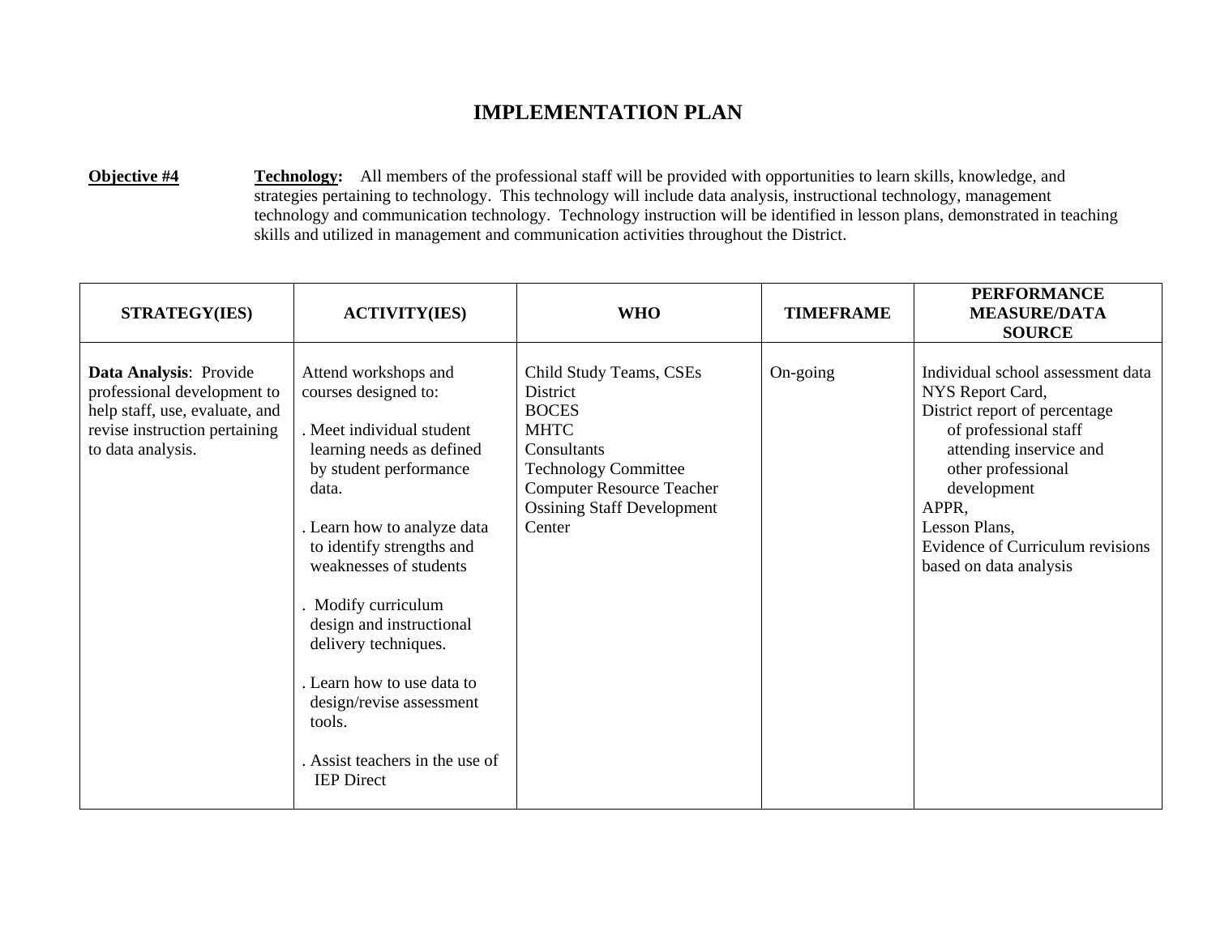# IMPLEMENTATION PLAN

**Objective #4** **Technology:** All members of the professional staff will be provided with opportunities to learn skills, knowledge, and strategies pertaining to technology. This technology will include data analysis, instructional technology, management technology and communication technology. Technology instruction will be identified in lesson plans, demonstrated in teaching skills and utilized in management and communication activities throughout the District.

| STRATEGY(IES) | ACTIVITY(IES) | WHO | TIMEFRAME | PERFORMANCE MEASURE/DATA SOURCE |
|---|---|---|---|---|
| **Data Analysis**: Provide professional development to help staff, use, evaluate, and revise instruction pertaining to data analysis. | Attend workshops and courses designed to:<br><br>. Meet individual student learning needs as defined by student performance data.<br><br>. Learn how to analyze data to identify strengths and weaknesses of students<br><br>. Modify curriculum design and instructional delivery techniques.<br><br>. Learn how to use data to design/revise assessment tools.<br><br>. Assist teachers in the use of IEP Direct | Child Study Teams, CSEs<br>District<br>BOCES<br>MHTC<br>Consultants<br>Technology Committee<br>Computer Resource Teacher<br>Ossining Staff Development Center | On-going | Individual school assessment data<br>NYS Report Card,<br>District report of percentage of professional staff attending inservice and other professional development<br>APPR,<br>Lesson Plans,<br>Evidence of Curriculum revisions based on data analysis |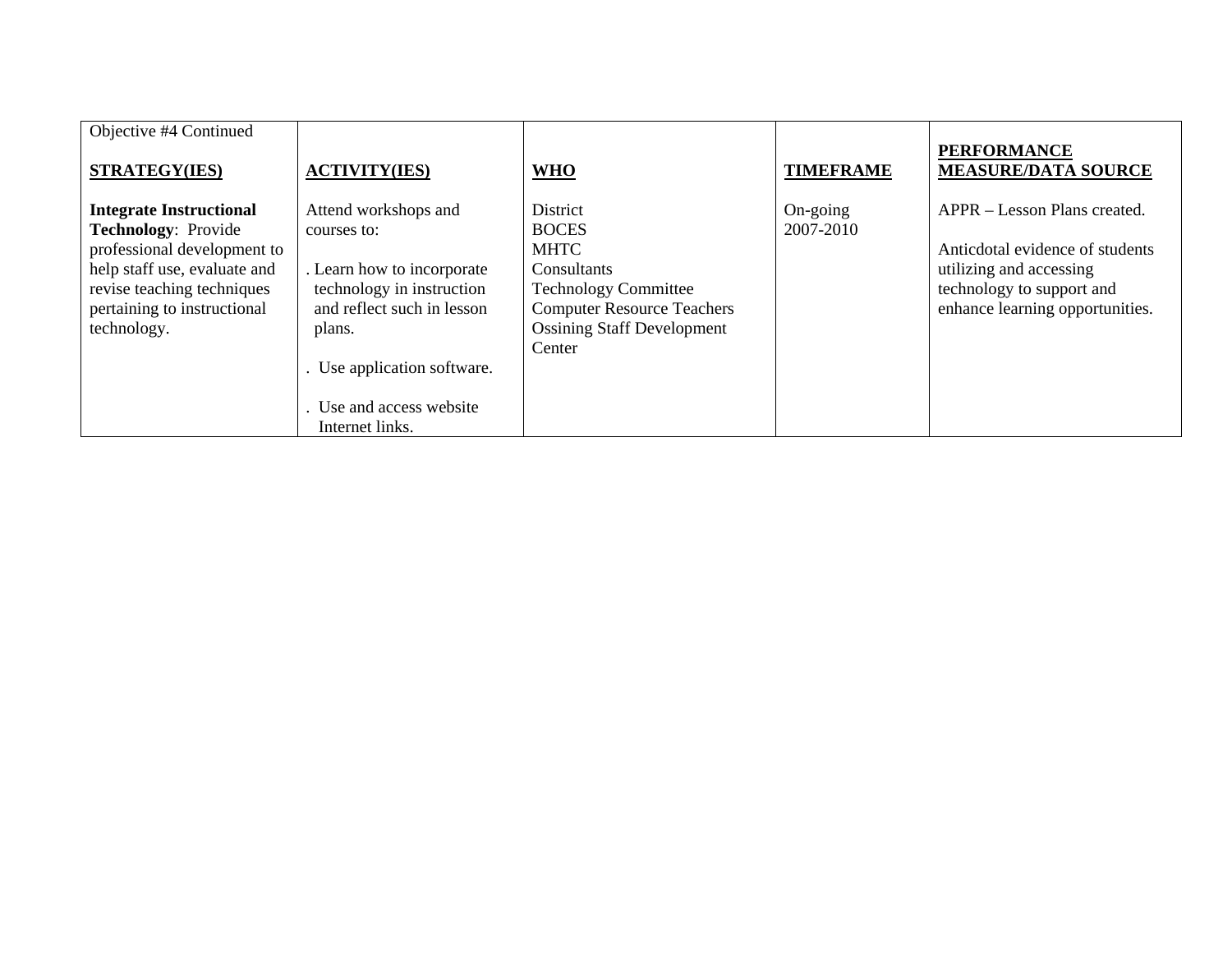| Objective #4 Continued<br><br>**STRATEGY(IES)** | **ACTIVITY(IES)** | **WHO** | **TIMEFRAME** | **PERFORMANCE MEASURE/DATA SOURCE** |
|---|---|---|---|---|
| **Integrate Instructional Technology**: Provide professional development to help staff use, evaluate and revise teaching techniques pertaining to instructional technology. | Attend workshops and courses to:<br><br>. Learn how to incorporate technology in instruction and reflect such in lesson plans.<br><br>. Use application software.<br><br>. Use and access website Internet links. | District<br>BOCES<br>MHTC<br>Consultants<br>Technology Committee<br>Computer Resource Teachers<br>Ossining Staff Development Center | On-going<br>2007-2010 | APPR – Lesson Plans created.<br><br>Anticdotal evidence of students utilizing and accessing technology to support and enhance learning opportunities. |